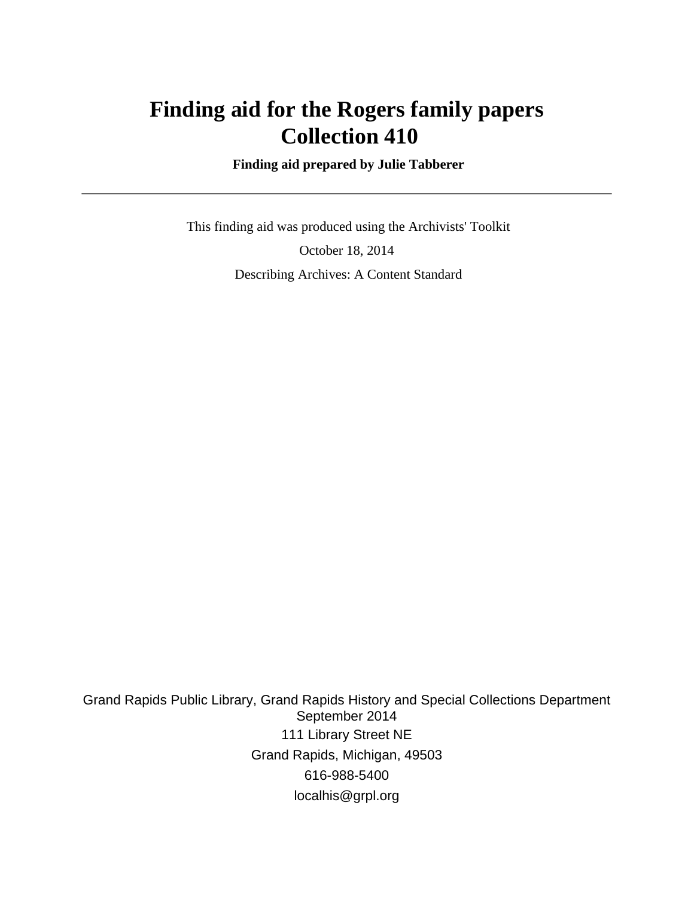# Finding aid for the Rogers family papers
# Collection 410

**Finding aid prepared by Julie Tabberer**

---

This finding aid was produced using the Archivists' Toolkit

October 18, 2014

Describing Archives: A Content Standard

Grand Rapids Public Library, Grand Rapids History and Special Collections Department
September 2014

111 Library Street NE

Grand Rapids, Michigan, 49503

616-988-5400

localhis@grpl.org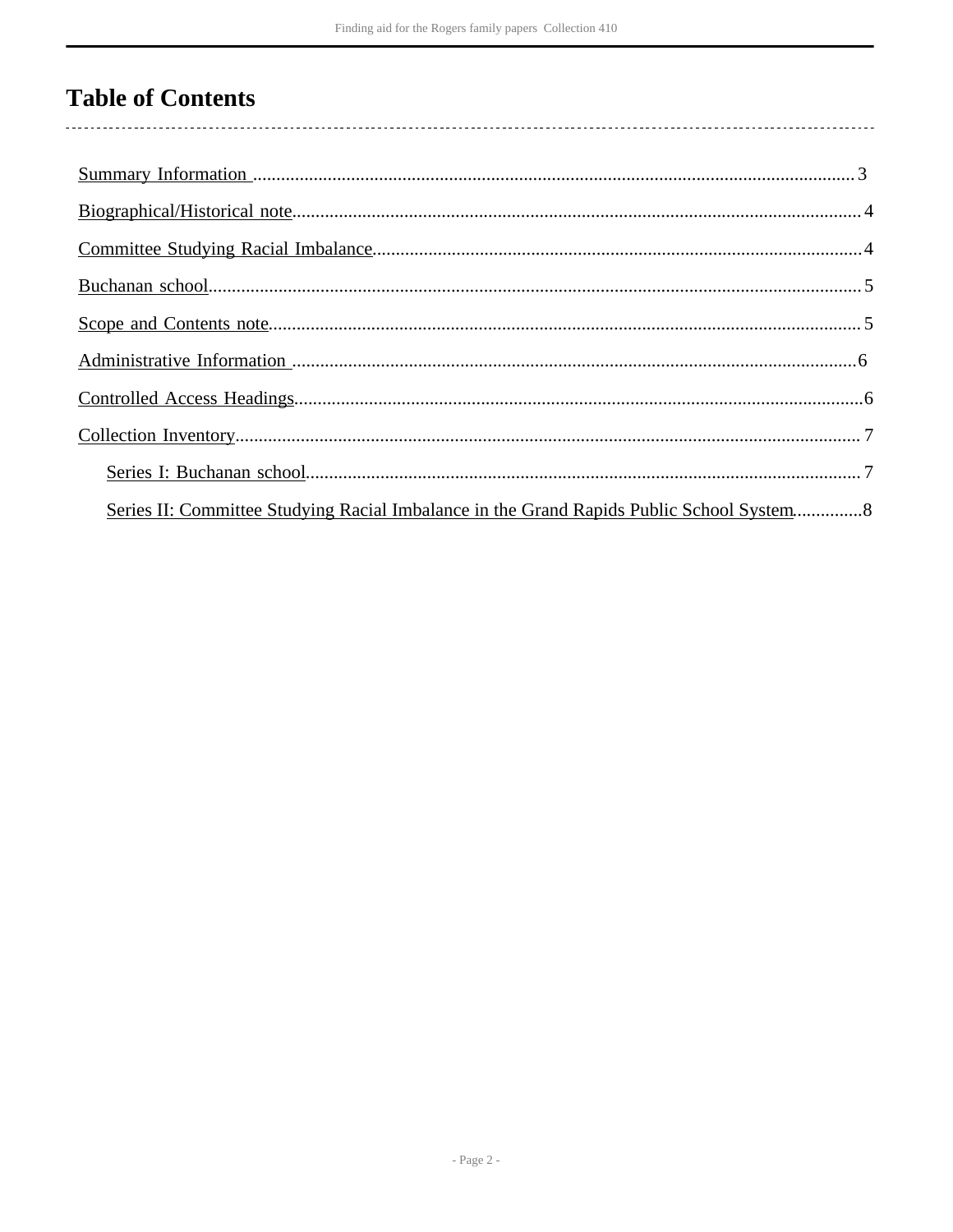# Table of Contents

- Summary Information ........................................................ 3
- Biographical/Historical note ........................................................ 4
- Committee Studying Racial Imbalance ........................................................ 4
- Buchanan school ........................................................ 5
- Scope and Contents note ........................................................ 5
- Administrative Information ........................................................ 6
- Controlled Access Headings ........................................................ 6
- Collection Inventory ........................................................ 7
  - Series I: Buchanan school ........................................................ 7
  - Series II: Committee Studying Racial Imbalance in the Grand Rapids Public School System ........ 8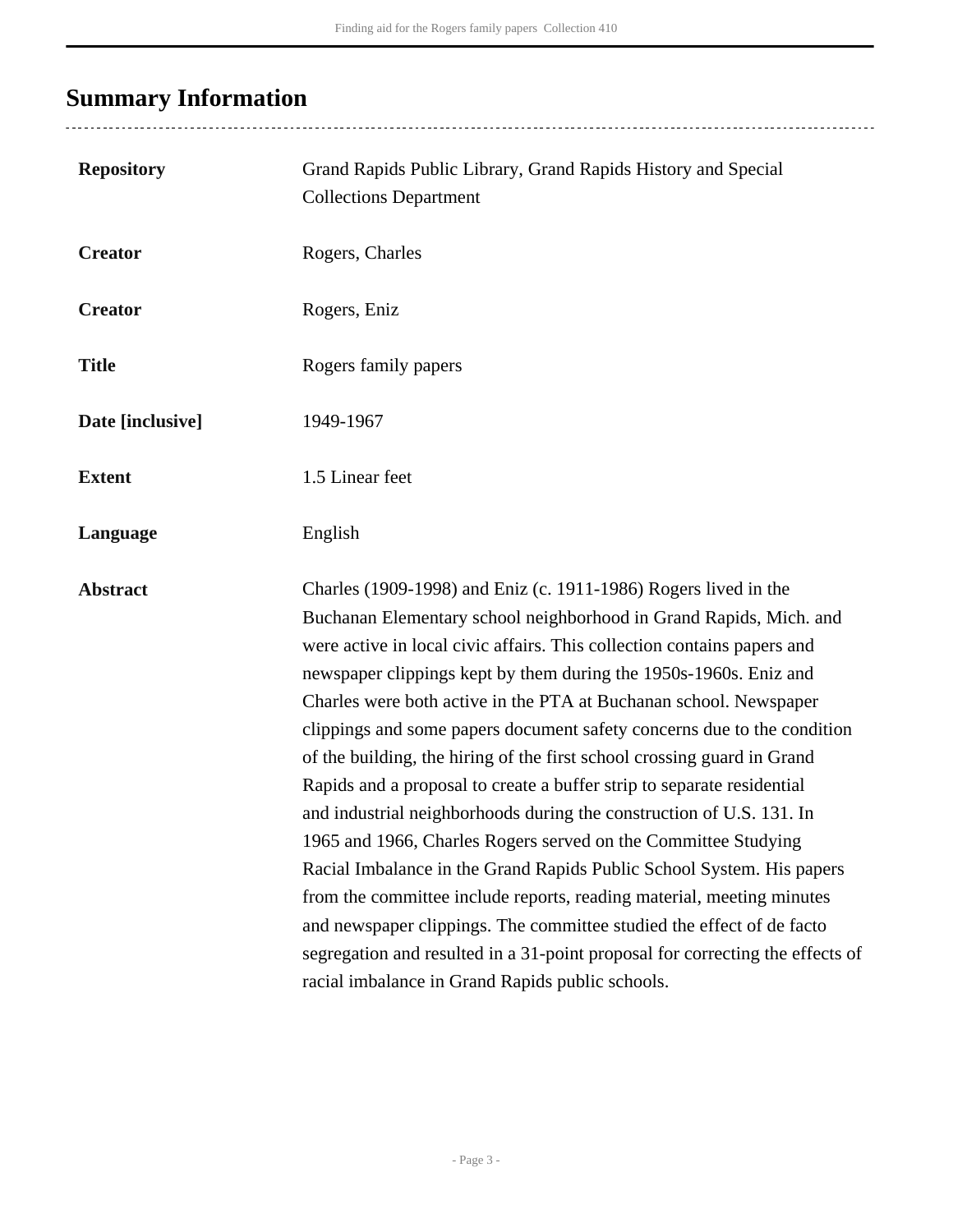## Summary Information

| | |
|---|---|
| **Repository** | Grand Rapids Public Library, Grand Rapids History and Special Collections Department |
| **Creator** | Rogers, Charles |
| **Creator** | Rogers, Eniz |
| **Title** | Rogers family papers |
| **Date [inclusive]** | 1949-1967 |
| **Extent** | 1.5 Linear feet |
| **Language** | English |
| **Abstract** | Charles (1909-1998) and Eniz (c. 1911-1986) Rogers lived in the Buchanan Elementary school neighborhood in Grand Rapids, Mich. and were active in local civic affairs. This collection contains papers and newspaper clippings kept by them during the 1950s-1960s. Eniz and Charles were both active in the PTA at Buchanan school. Newspaper clippings and some papers document safety concerns due to the condition of the building, the hiring of the first school crossing guard in Grand Rapids and a proposal to create a buffer strip to separate residential and industrial neighborhoods during the construction of U.S. 131. In 1965 and 1966, Charles Rogers served on the Committee Studying Racial Imbalance in the Grand Rapids Public School System. His papers from the committee include reports, reading material, meeting minutes and newspaper clippings. The committee studied the effect of de facto segregation and resulted in a 31-point proposal for correcting the effects of racial imbalance in Grand Rapids public schools. |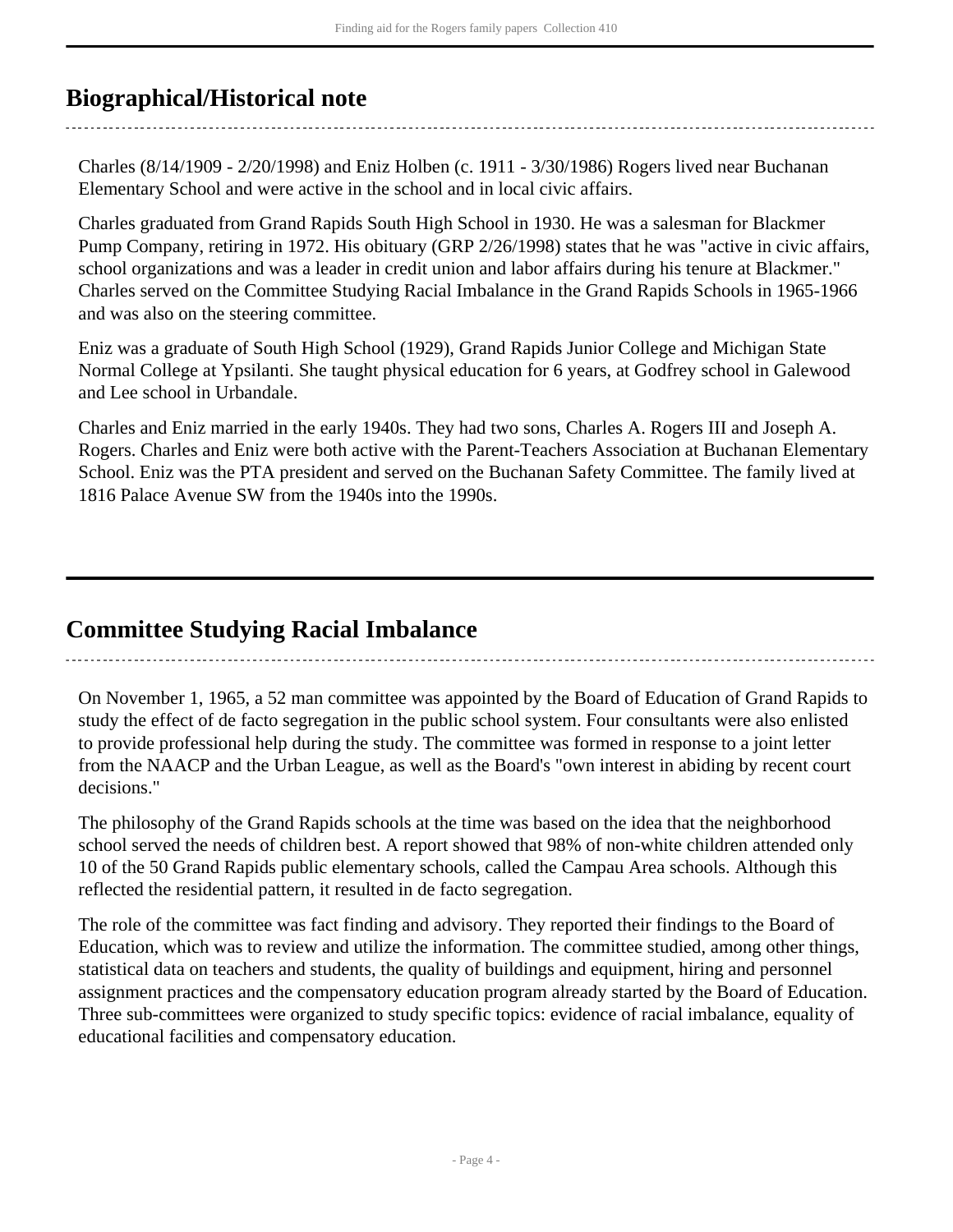## Biographical/Historical note

Charles (8/14/1909 - 2/20/1998) and Eniz Holben (c. 1911 - 3/30/1986) Rogers lived near Buchanan Elementary School and were active in the school and in local civic affairs.

Charles graduated from Grand Rapids South High School in 1930. He was a salesman for Blackmer Pump Company, retiring in 1972. His obituary (GRP 2/26/1998) states that he was "active in civic affairs, school organizations and was a leader in credit union and labor affairs during his tenure at Blackmer." Charles served on the Committee Studying Racial Imbalance in the Grand Rapids Schools in 1965-1966 and was also on the steering committee.

Eniz was a graduate of South High School (1929), Grand Rapids Junior College and Michigan State Normal College at Ypsilanti. She taught physical education for 6 years, at Godfrey school in Galewood and Lee school in Urbandale.

Charles and Eniz married in the early 1940s. They had two sons, Charles A. Rogers III and Joseph A. Rogers. Charles and Eniz were both active with the Parent-Teachers Association at Buchanan Elementary School. Eniz was the PTA president and served on the Buchanan Safety Committee. The family lived at 1816 Palace Avenue SW from the 1940s into the 1990s.

## Committee Studying Racial Imbalance

On November 1, 1965, a 52 man committee was appointed by the Board of Education of Grand Rapids to study the effect of de facto segregation in the public school system. Four consultants were also enlisted to provide professional help during the study. The committee was formed in response to a joint letter from the NAACP and the Urban League, as well as the Board's "own interest in abiding by recent court decisions."

The philosophy of the Grand Rapids schools at the time was based on the idea that the neighborhood school served the needs of children best. A report showed that 98% of non-white children attended only 10 of the 50 Grand Rapids public elementary schools, called the Campau Area schools. Although this reflected the residential pattern, it resulted in de facto segregation.

The role of the committee was fact finding and advisory. They reported their findings to the Board of Education, which was to review and utilize the information. The committee studied, among other things, statistical data on teachers and students, the quality of buildings and equipment, hiring and personnel assignment practices and the compensatory education program already started by the Board of Education. Three sub-committees were organized to study specific topics: evidence of racial imbalance, equality of educational facilities and compensatory education.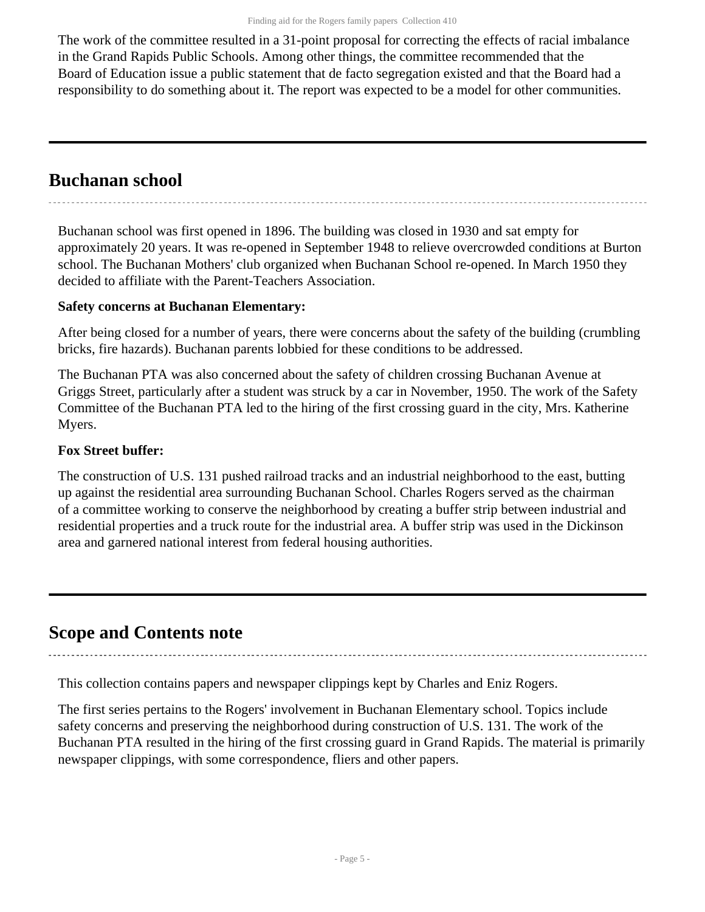The work of the committee resulted in a 31-point proposal for correcting the effects of racial imbalance in the Grand Rapids Public Schools. Among other things, the committee recommended that the Board of Education issue a public statement that de facto segregation existed and that the Board had a responsibility to do something about it. The report was expected to be a model for other communities.

## Buchanan school

Buchanan school was first opened in 1896. The building was closed in 1930 and sat empty for approximately 20 years. It was re-opened in September 1948 to relieve overcrowded conditions at Burton school. The Buchanan Mothers' club organized when Buchanan School re-opened. In March 1950 they decided to affiliate with the Parent-Teachers Association.

**Safety concerns at Buchanan Elementary:**

After being closed for a number of years, there were concerns about the safety of the building (crumbling bricks, fire hazards). Buchanan parents lobbied for these conditions to be addressed.

The Buchanan PTA was also concerned about the safety of children crossing Buchanan Avenue at Griggs Street, particularly after a student was struck by a car in November, 1950. The work of the Safety Committee of the Buchanan PTA led to the hiring of the first crossing guard in the city, Mrs. Katherine Myers.

**Fox Street buffer:**

The construction of U.S. 131 pushed railroad tracks and an industrial neighborhood to the east, butting up against the residential area surrounding Buchanan School. Charles Rogers served as the chairman of a committee working to conserve the neighborhood by creating a buffer strip between industrial and residential properties and a truck route for the industrial area. A buffer strip was used in the Dickinson area and garnered national interest from federal housing authorities.

## Scope and Contents note

This collection contains papers and newspaper clippings kept by Charles and Eniz Rogers.

The first series pertains to the Rogers' involvement in Buchanan Elementary school. Topics include safety concerns and preserving the neighborhood during construction of U.S. 131. The work of the Buchanan PTA resulted in the hiring of the first crossing guard in Grand Rapids. The material is primarily newspaper clippings, with some correspondence, fliers and other papers.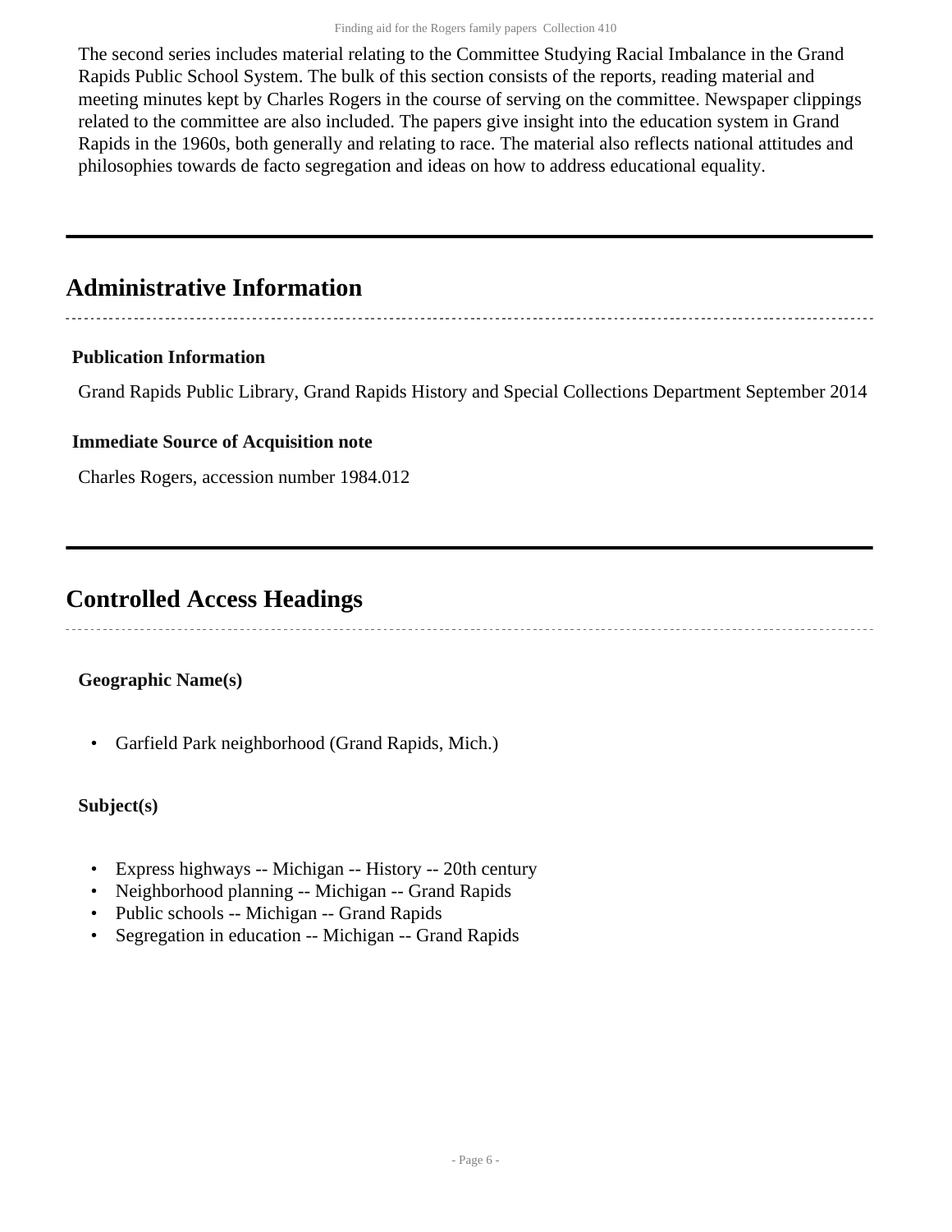The second series includes material relating to the Committee Studying Racial Imbalance in the Grand Rapids Public School System. The bulk of this section consists of the reports, reading material and meeting minutes kept by Charles Rogers in the course of serving on the committee. Newspaper clippings related to the committee are also included. The papers give insight into the education system in Grand Rapids in the 1960s, both generally and relating to race. The material also reflects national attitudes and philosophies towards de facto segregation and ideas on how to address educational equality.

## Administrative Information

### Publication Information

Grand Rapids Public Library, Grand Rapids History and Special Collections Department September 2014

### Immediate Source of Acquisition note

Charles Rogers, accession number 1984.012

## Controlled Access Headings

**Geographic Name(s)**

- Garfield Park neighborhood (Grand Rapids, Mich.)

**Subject(s)**

- Express highways -- Michigan -- History -- 20th century
- Neighborhood planning -- Michigan -- Grand Rapids
- Public schools -- Michigan -- Grand Rapids
- Segregation in education -- Michigan -- Grand Rapids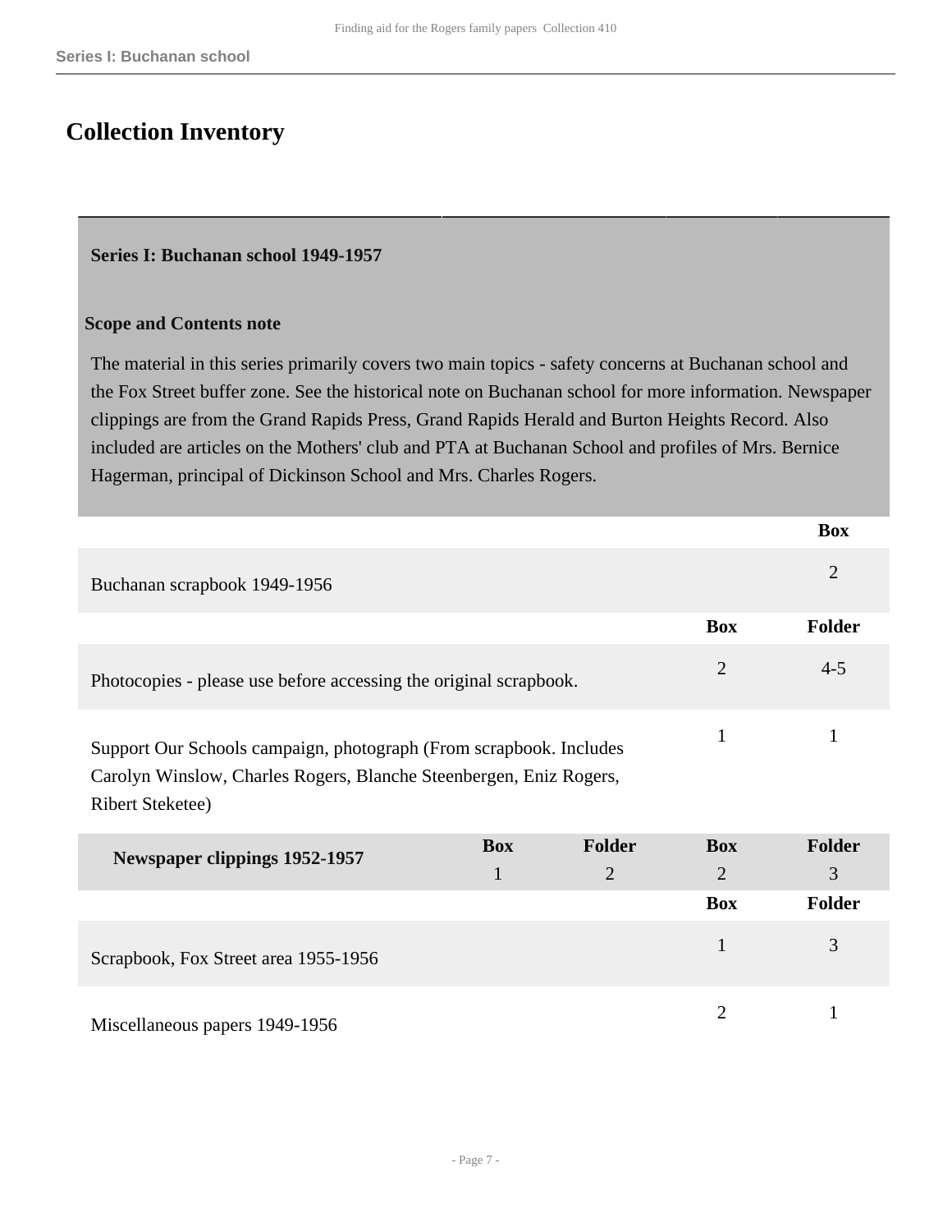## Collection Inventory

### Series I: Buchanan school 1949-1957

**Scope and Contents note**

The material in this series primarily covers two main topics - safety concerns at Buchanan school and the Fox Street buffer zone. See the historical note on Buchanan school for more information. Newspaper clippings are from the Grand Rapids Press, Grand Rapids Herald and Burton Heights Record. Also included are articles on the Mothers' club and PTA at Buchanan School and profiles of Mrs. Bernice Hagerman, principal of Dickinson School and Mrs. Charles Rogers.

| | Box |
|---|---|
| Buchanan scrapbook 1949-1956 | 2 |

| | Box | Folder |
|---|---|---|
| Photocopies - please use before accessing the original scrapbook. | 2 | 4-5 |
| Support Our Schools campaign, photograph (From scrapbook. Includes Carolyn Winslow, Charles Rogers, Blanche Steenbergen, Eniz Rogers, Ribert Steketee) | 1 | 1 |

| | Box | Folder | Box | Folder |
|---|---|---|---|---|
| **Newspaper clippings 1952-1957** | 1 | 2 | 2 | 3 |

| | Box | Folder |
|---|---|---|
| Scrapbook, Fox Street area 1955-1956 | 1 | 3 |
| Miscellaneous papers 1949-1956 | 2 | 1 |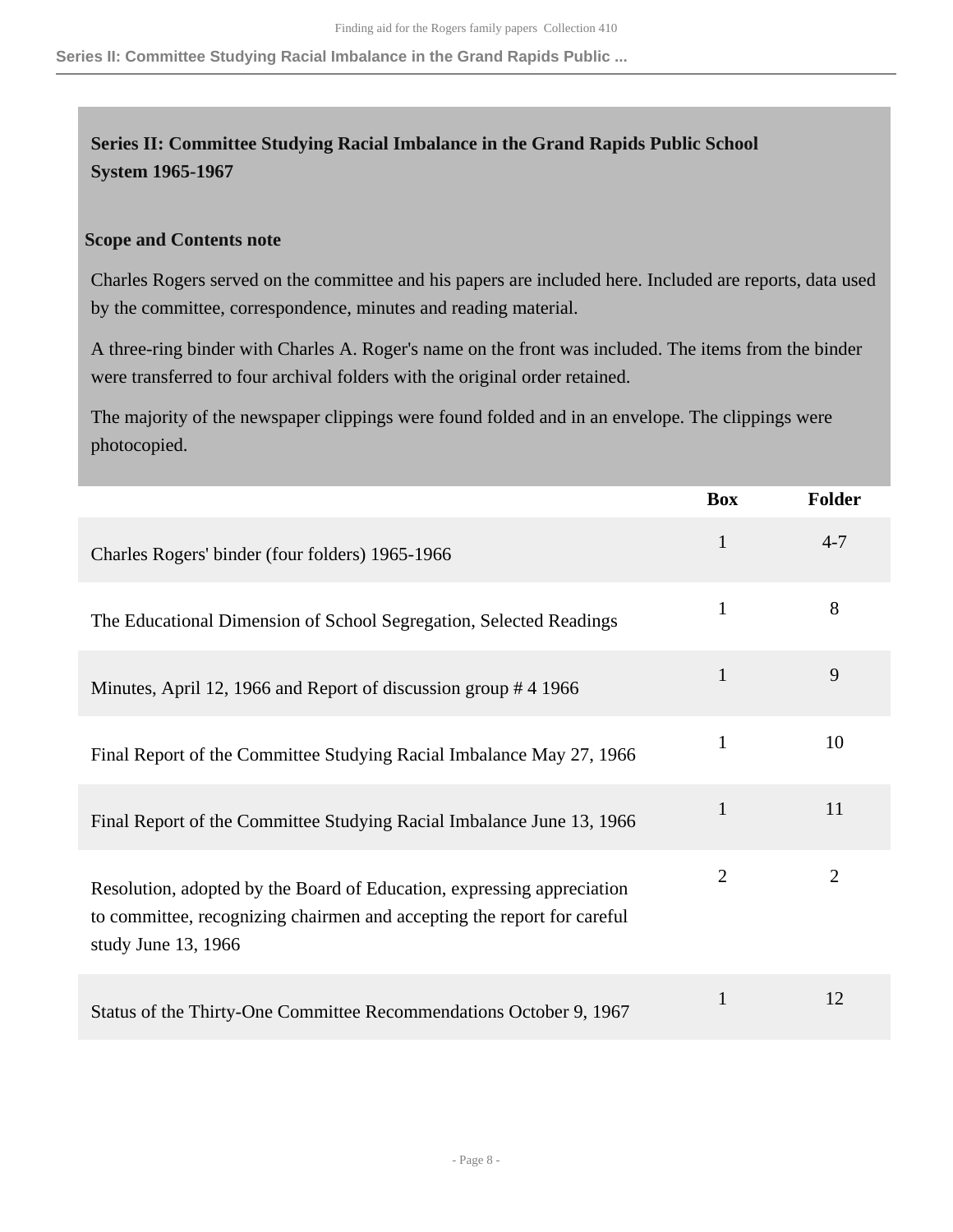## Series II: Committee Studying Racial Imbalance in the Grand Rapids Public School System 1965-1967

### Scope and Contents note

Charles Rogers served on the committee and his papers are included here. Included are reports, data used by the committee, correspondence, minutes and reading material.

A three-ring binder with Charles A. Roger's name on the front was included. The items from the binder were transferred to four archival folders with the original order retained.

The majority of the newspaper clippings were found folded and in an envelope. The clippings were photocopied.

| | Box | Folder |
|---|---|---|
| Charles Rogers' binder (four folders) 1965-1966 | 1 | 4-7 |
| The Educational Dimension of School Segregation, Selected Readings | 1 | 8 |
| Minutes, April 12, 1966 and Report of discussion group # 4 1966 | 1 | 9 |
| Final Report of the Committee Studying Racial Imbalance May 27, 1966 | 1 | 10 |
| Final Report of the Committee Studying Racial Imbalance June 13, 1966 | 1 | 11 |
| Resolution, adopted by the Board of Education, expressing appreciation to committee, recognizing chairmen and accepting the report for careful study June 13, 1966 | 2 | 2 |
| Status of the Thirty-One Committee Recommendations October 9, 1967 | 1 | 12 |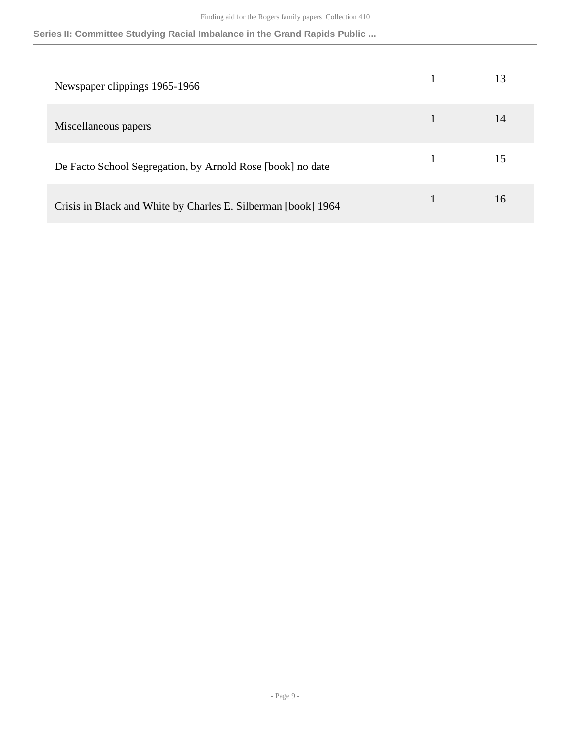| | | |
|---|---|---|
| Newspaper clippings 1965-1966 | 1 | 13 |
| Miscellaneous papers | 1 | 14 |
| De Facto School Segregation, by Arnold Rose [book] no date | 1 | 15 |
| Crisis in Black and White by Charles E. Silberman [book] 1964 | 1 | 16 |